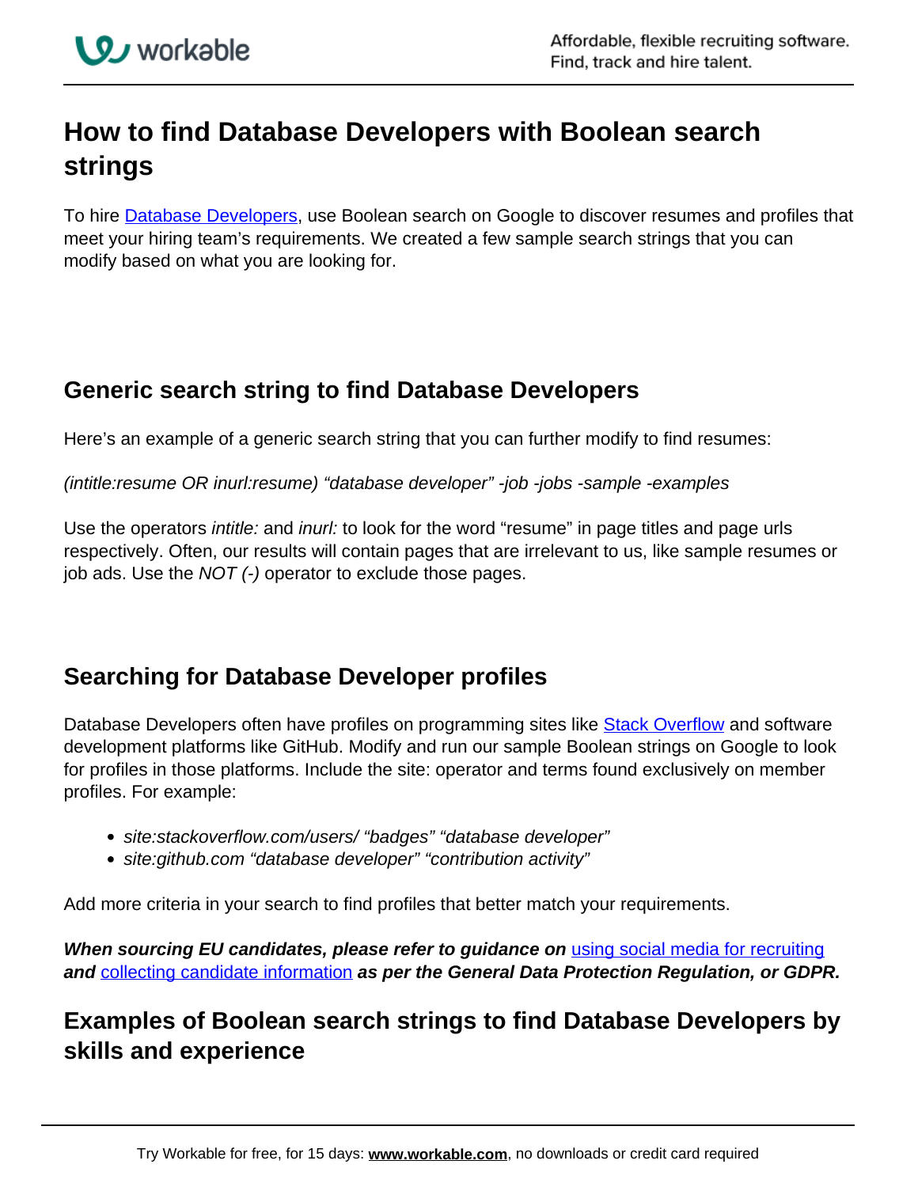# How to find Database Developers with Boolean search strings

To hire Database Developers, use Boolean search on Google to discover resumes and profiles that meet your hiring team's requirements. We created a few sample search strings that you can modify based on what you are looking for.

## Generic search string to find Database Developers

Here's an example of a generic search string that you can further modify to find resumes:

*(intitle:resume OR inurl:resume) "database developer" -job -jobs -sample -examples*

Use the operators *intitle:* and *inurl:* to look for the word "resume" in page titles and page urls respectively. Often, our results will contain pages that are irrelevant to us, like sample resumes or job ads. Use the *NOT (-)* operator to exclude those pages.

## Searching for Database Developer profiles

Database Developers often have profiles on programming sites like Stack Overflow and software development platforms like GitHub. Modify and run our sample Boolean strings on Google to look for profiles in those platforms. Include the site: operator and terms found exclusively on member profiles. For example:

- *site:stackoverflow.com/users/ "badges" "database developer"*
- *site:github.com "database developer" "contribution activity"*

Add more criteria in your search to find profiles that better match your requirements.

***When sourcing EU candidates, please refer to guidance on* using social media for recruiting *and* collecting candidate information *as per the General Data Protection Regulation, or GDPR.***

## Examples of Boolean search strings to find Database Developers by skills and experience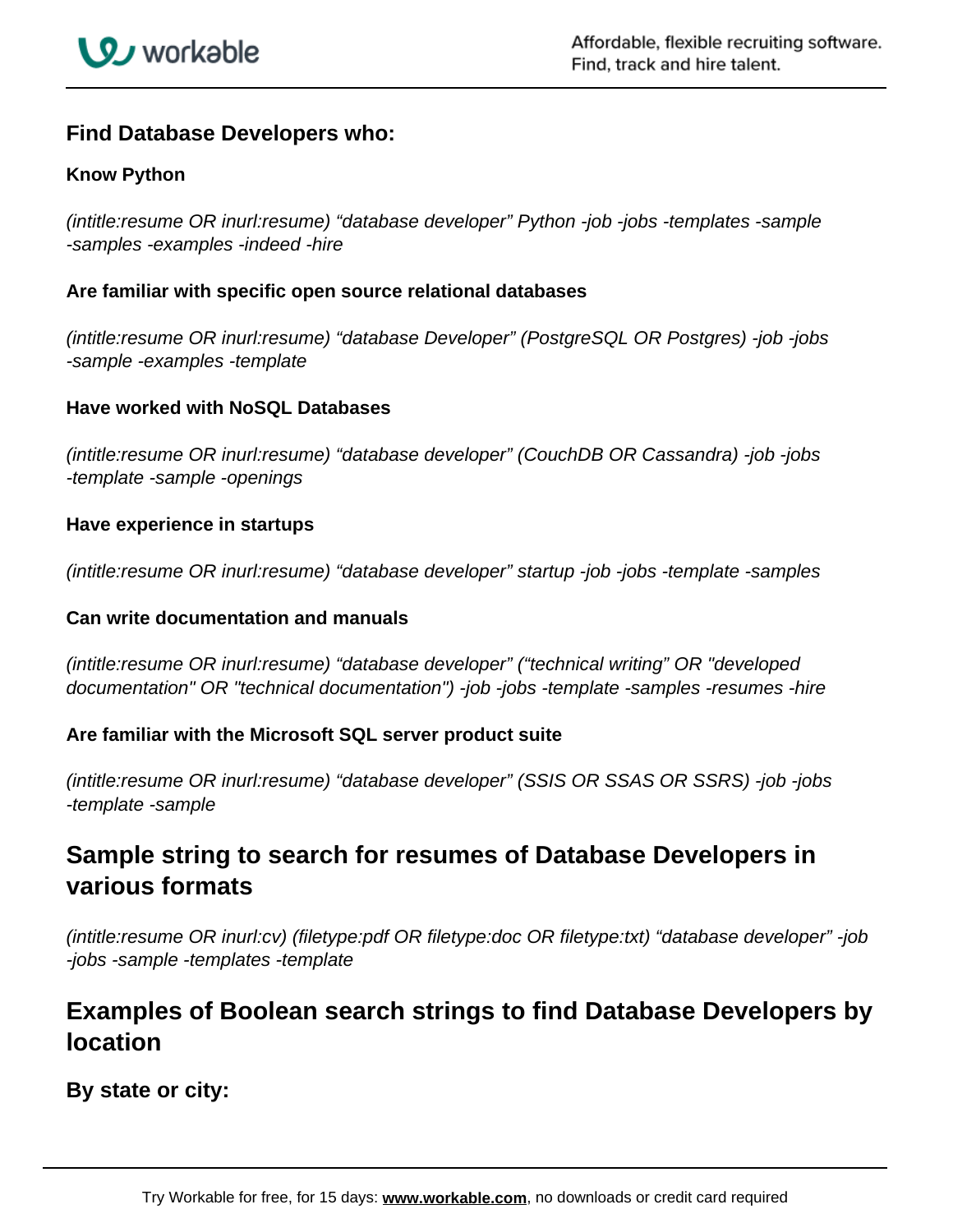### Find Database Developers who:

**Know Python**

*(intitle:resume OR inurl:resume) “database developer” Python -job -jobs -templates -sample -samples -examples -indeed -hire*

**Are familiar with specific open source relational databases**

*(intitle:resume OR inurl:resume) “database Developer” (PostgreSQL OR Postgres) -job -jobs -sample -examples -template*

**Have worked with NoSQL Databases**

*(intitle:resume OR inurl:resume) “database developer” (CouchDB OR Cassandra) -job -jobs -template -sample -openings*

**Have experience in startups**

*(intitle:resume OR inurl:resume) “database developer” startup -job -jobs -template -samples*

**Can write documentation and manuals**

*(intitle:resume OR inurl:resume) “database developer” (“technical writing” OR "developed documentation" OR "technical documentation") -job -jobs -template -samples -resumes -hire*

**Are familiar with the Microsoft SQL server product suite**

*(intitle:resume OR inurl:resume) “database developer” (SSIS OR SSAS OR SSRS) -job -jobs -template -sample*

## Sample string to search for resumes of Database Developers in various formats

*(intitle:resume OR inurl:cv) (filetype:pdf OR filetype:doc OR filetype:txt) “database developer” -job -jobs -sample -templates -template*

## Examples of Boolean search strings to find Database Developers by location

### By state or city: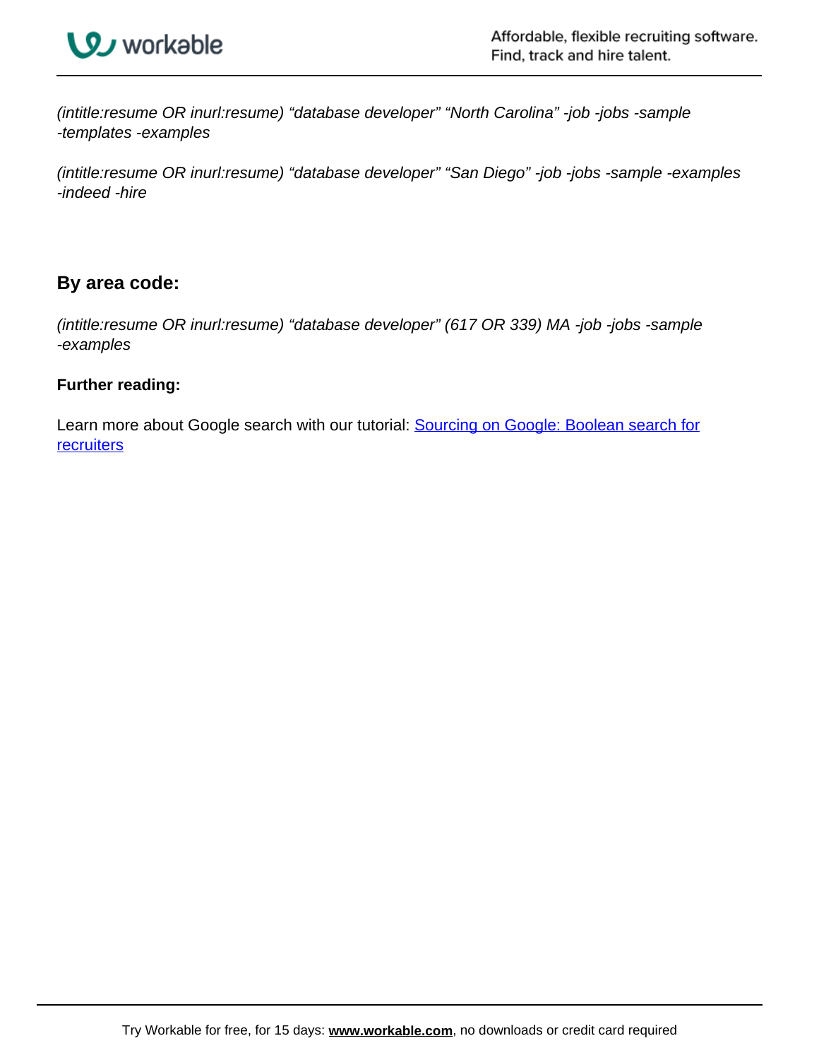*(intitle:resume OR inurl:resume) “database developer” “North Carolina” -job -jobs -sample -templates -examples*

*(intitle:resume OR inurl:resume) “database developer” “San Diego” -job -jobs -sample -examples -indeed -hire*

### By area code:

*(intitle:resume OR inurl:resume) “database developer” (617 OR 339) MA -job -jobs -sample -examples*

**Further reading:**

Learn more about Google search with our tutorial: Sourcing on Google: Boolean search for recruiters